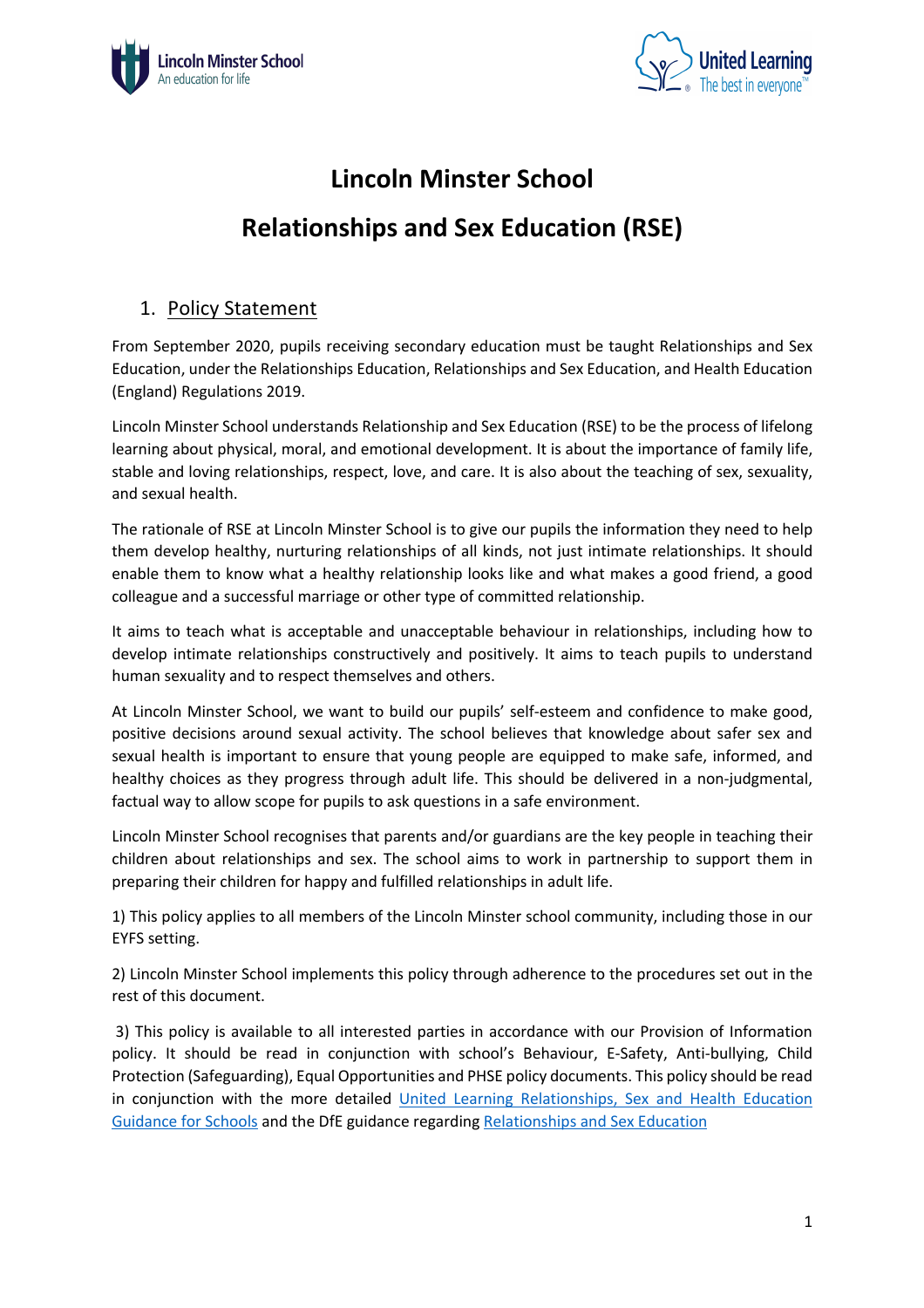# Lincoln Minster School

# Relationships and Sex Education (RSE)

## 1. Policy Statement

From September 2020, pupils receiving secondary education must be taught Relationships and Sex Education, under the Relationships Education, Relationships and Sex Education, and Health Education (England) Regulations 2019.

Lincoln Minster School understands Relationship and Sex Education (RSE) to be the process of lifelong learning about physical, moral, and emotional development. It is about the importance of family life, stable and loving relationships, respect, love, and care. It is also about the teaching of sex, sexuality, and sexual health.

The rationale of RSE at Lincoln Minster School is to give our pupils the information they need to help them develop healthy, nurturing relationships of all kinds, not just intimate relationships. It should enable them to know what a healthy relationship looks like and what makes a good friend, a good colleague and a successful marriage or other type of committed relationship.

It aims to teach what is acceptable and unacceptable behaviour in relationships, including how to develop intimate relationships constructively and positively. It aims to teach pupils to understand human sexuality and to respect themselves and others.

At Lincoln Minster School, we want to build our pupils' self-esteem and confidence to make good, positive decisions around sexual activity. The school believes that knowledge about safer sex and sexual health is important to ensure that young people are equipped to make safe, informed, and healthy choices as they progress through adult life. This should be delivered in a non-judgmental, factual way to allow scope for pupils to ask questions in a safe environment.

Lincoln Minster School recognises that parents and/or guardians are the key people in teaching their children about relationships and sex. The school aims to work in partnership to support them in preparing their children for happy and fulfilled relationships in adult life.

1) This policy applies to all members of the Lincoln Minster school community, including those in our EYFS setting.

2) Lincoln Minster School implements this policy through adherence to the procedures set out in the rest of this document.

3) This policy is available to all interested parties in accordance with our Provision of Information policy. It should be read in conjunction with school's Behaviour, E-Safety, Anti-bullying, Child Protection (Safeguarding), Equal Opportunities and PHSE policy documents. This policy should be read in conjunction with the more detailed United Learning Relationships, Sex and Health Education Guidance for Schools and the DfE guidance regarding Relationships and Sex Education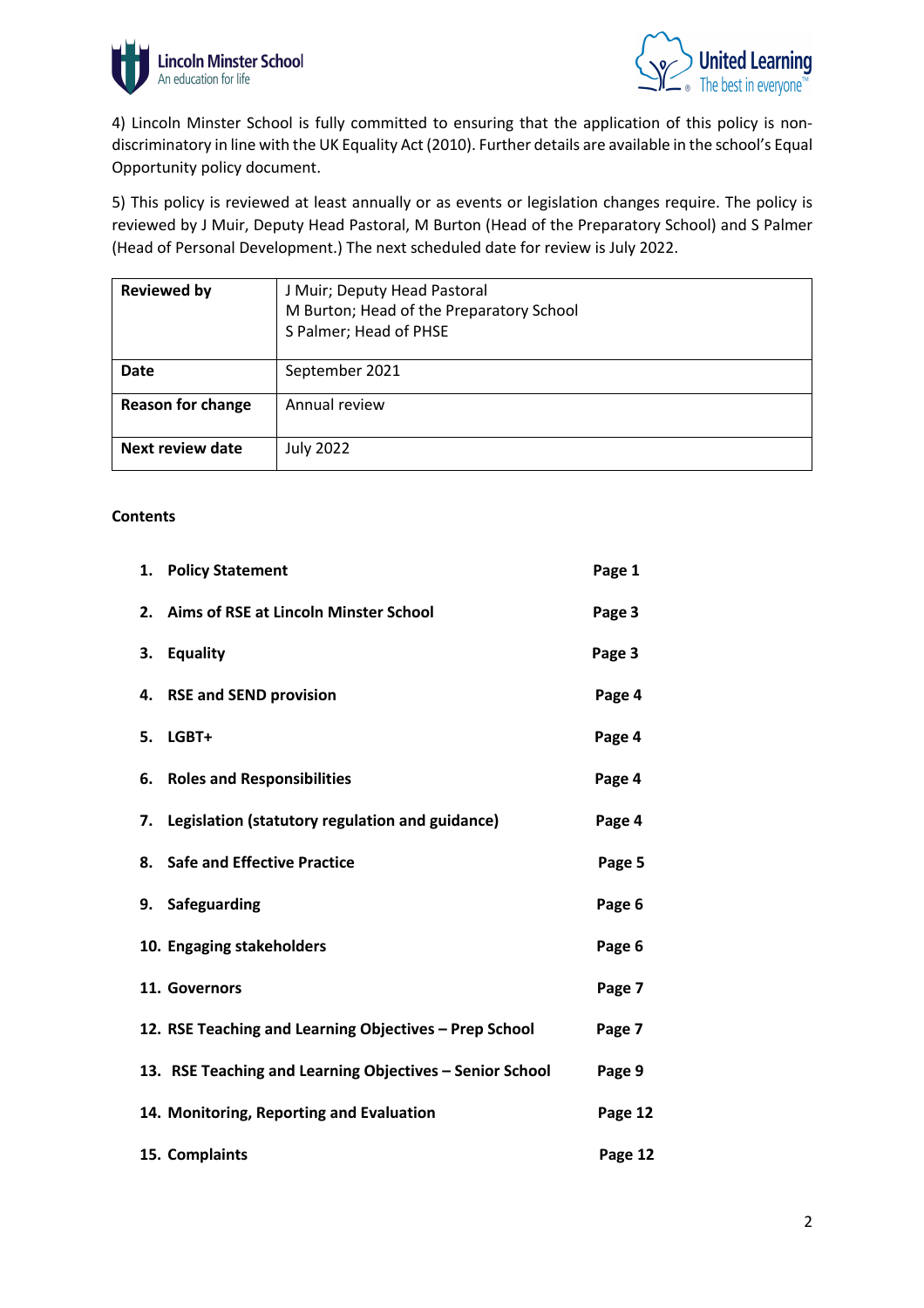4) Lincoln Minster School is fully committed to ensuring that the application of this policy is non-discriminatory in line with the UK Equality Act (2010). Further details are available in the school's Equal Opportunity policy document.

5) This policy is reviewed at least annually or as events or legislation changes require. The policy is reviewed by J Muir, Deputy Head Pastoral, M Burton (Head of the Preparatory School) and S Palmer (Head of Personal Development.) The next scheduled date for review is July 2022.

| **Reviewed by** | J Muir; Deputy Head Pastoral<br>M Burton; Head of the Preparatory School<br>S Palmer; Head of PHSE |
|---|---|
| **Date** | September 2021 |
| **Reason for change** | Annual review |
| **Next review date** | July 2022 |

**Contents**

| | |
|---|---|
| **1. Policy Statement** | **Page 1** |
| **2. Aims of RSE at Lincoln Minster School** | **Page 3** |
| **3. Equality** | **Page 3** |
| **4. RSE and SEND provision** | **Page 4** |
| **5. LGBT+** | **Page 4** |
| **6. Roles and Responsibilities** | **Page 4** |
| **7. Legislation (statutory regulation and guidance)** | **Page 4** |
| **8. Safe and Effective Practice** | **Page 5** |
| **9. Safeguarding** | **Page 6** |
| **10. Engaging stakeholders** | **Page 6** |
| **11. Governors** | **Page 7** |
| **12. RSE Teaching and Learning Objectives – Prep School** | **Page 7** |
| **13. RSE Teaching and Learning Objectives – Senior School** | **Page 9** |
| **14. Monitoring, Reporting and Evaluation** | **Page 12** |
| **15. Complaints** | **Page 12** |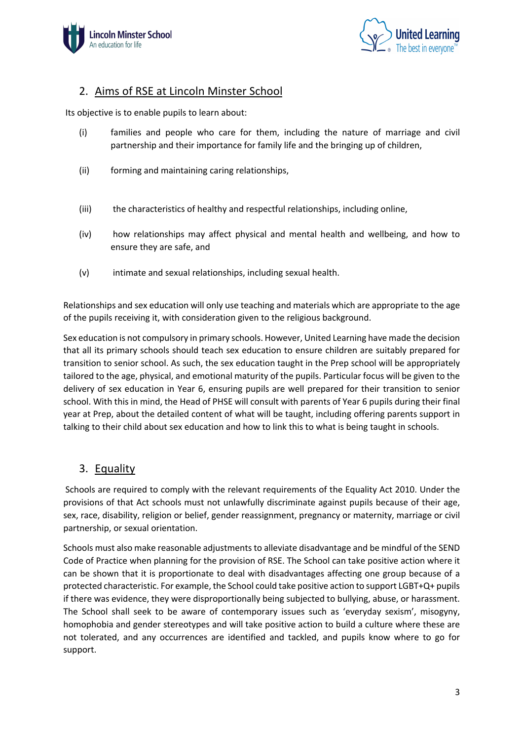## 2. Aims of RSE at Lincoln Minster School

Its objective is to enable pupils to learn about:

(i) families and people who care for them, including the nature of marriage and civil partnership and their importance for family life and the bringing up of children,

(ii) forming and maintaining caring relationships,

(iii) the characteristics of healthy and respectful relationships, including online,

(iv) how relationships may affect physical and mental health and wellbeing, and how to ensure they are safe, and

(v) intimate and sexual relationships, including sexual health.

Relationships and sex education will only use teaching and materials which are appropriate to the age of the pupils receiving it, with consideration given to the religious background.

Sex education is not compulsory in primary schools. However, United Learning have made the decision that all its primary schools should teach sex education to ensure children are suitably prepared for transition to senior school. As such, the sex education taught in the Prep school will be appropriately tailored to the age, physical, and emotional maturity of the pupils. Particular focus will be given to the delivery of sex education in Year 6, ensuring pupils are well prepared for their transition to senior school. With this in mind, the Head of PHSE will consult with parents of Year 6 pupils during their final year at Prep, about the detailed content of what will be taught, including offering parents support in talking to their child about sex education and how to link this to what is being taught in schools.

## 3. Equality

Schools are required to comply with the relevant requirements of the Equality Act 2010. Under the provisions of that Act schools must not unlawfully discriminate against pupils because of their age, sex, race, disability, religion or belief, gender reassignment, pregnancy or maternity, marriage or civil partnership, or sexual orientation.

Schools must also make reasonable adjustments to alleviate disadvantage and be mindful of the SEND Code of Practice when planning for the provision of RSE. The School can take positive action where it can be shown that it is proportionate to deal with disadvantages affecting one group because of a protected characteristic. For example, the School could take positive action to support LGBT+Q+ pupils if there was evidence, they were disproportionally being subjected to bullying, abuse, or harassment. The School shall seek to be aware of contemporary issues such as 'everyday sexism', misogyny, homophobia and gender stereotypes and will take positive action to build a culture where these are not tolerated, and any occurrences are identified and tackled, and pupils know where to go for support.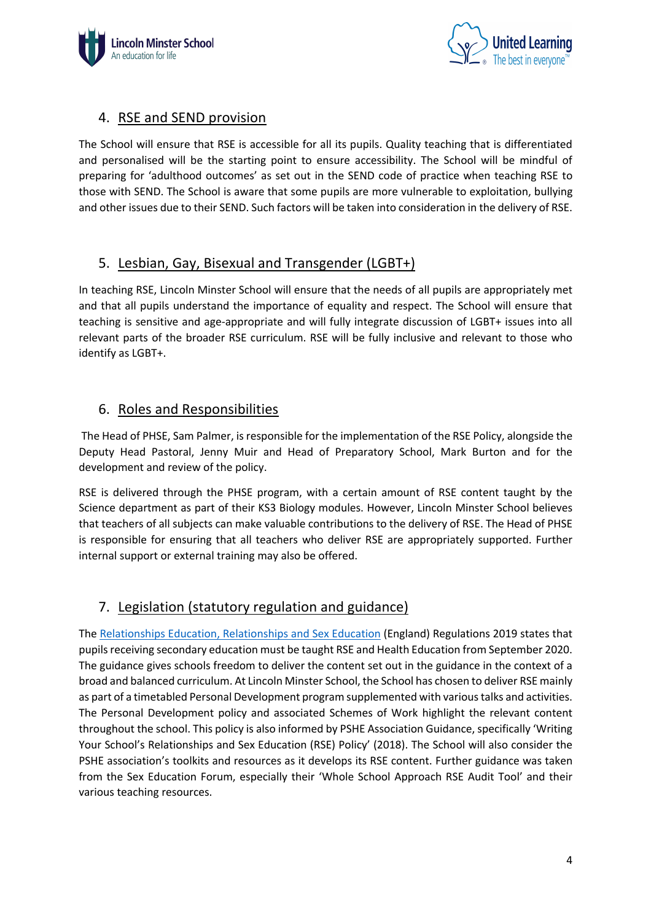## 4. RSE and SEND provision

The School will ensure that RSE is accessible for all its pupils. Quality teaching that is differentiated and personalised will be the starting point to ensure accessibility. The School will be mindful of preparing for 'adulthood outcomes' as set out in the SEND code of practice when teaching RSE to those with SEND. The School is aware that some pupils are more vulnerable to exploitation, bullying and other issues due to their SEND. Such factors will be taken into consideration in the delivery of RSE.

## 5. Lesbian, Gay, Bisexual and Transgender (LGBT+)

In teaching RSE, Lincoln Minster School will ensure that the needs of all pupils are appropriately met and that all pupils understand the importance of equality and respect. The School will ensure that teaching is sensitive and age-appropriate and will fully integrate discussion of LGBT+ issues into all relevant parts of the broader RSE curriculum. RSE will be fully inclusive and relevant to those who identify as LGBT+.

## 6. Roles and Responsibilities

The Head of PHSE, Sam Palmer, is responsible for the implementation of the RSE Policy, alongside the Deputy Head Pastoral, Jenny Muir and Head of Preparatory School, Mark Burton and for the development and review of the policy.

RSE is delivered through the PHSE program, with a certain amount of RSE content taught by the Science department as part of their KS3 Biology modules. However, Lincoln Minster School believes that teachers of all subjects can make valuable contributions to the delivery of RSE. The Head of PHSE is responsible for ensuring that all teachers who deliver RSE are appropriately supported. Further internal support or external training may also be offered.

## 7. Legislation (statutory regulation and guidance)

The Relationships Education, Relationships and Sex Education (England) Regulations 2019 states that pupils receiving secondary education must be taught RSE and Health Education from September 2020. The guidance gives schools freedom to deliver the content set out in the guidance in the context of a broad and balanced curriculum. At Lincoln Minster School, the School has chosen to deliver RSE mainly as part of a timetabled Personal Development program supplemented with various talks and activities. The Personal Development policy and associated Schemes of Work highlight the relevant content throughout the school. This policy is also informed by PSHE Association Guidance, specifically 'Writing Your School's Relationships and Sex Education (RSE) Policy' (2018). The School will also consider the PSHE association's toolkits and resources as it develops its RSE content. Further guidance was taken from the Sex Education Forum, especially their 'Whole School Approach RSE Audit Tool' and their various teaching resources.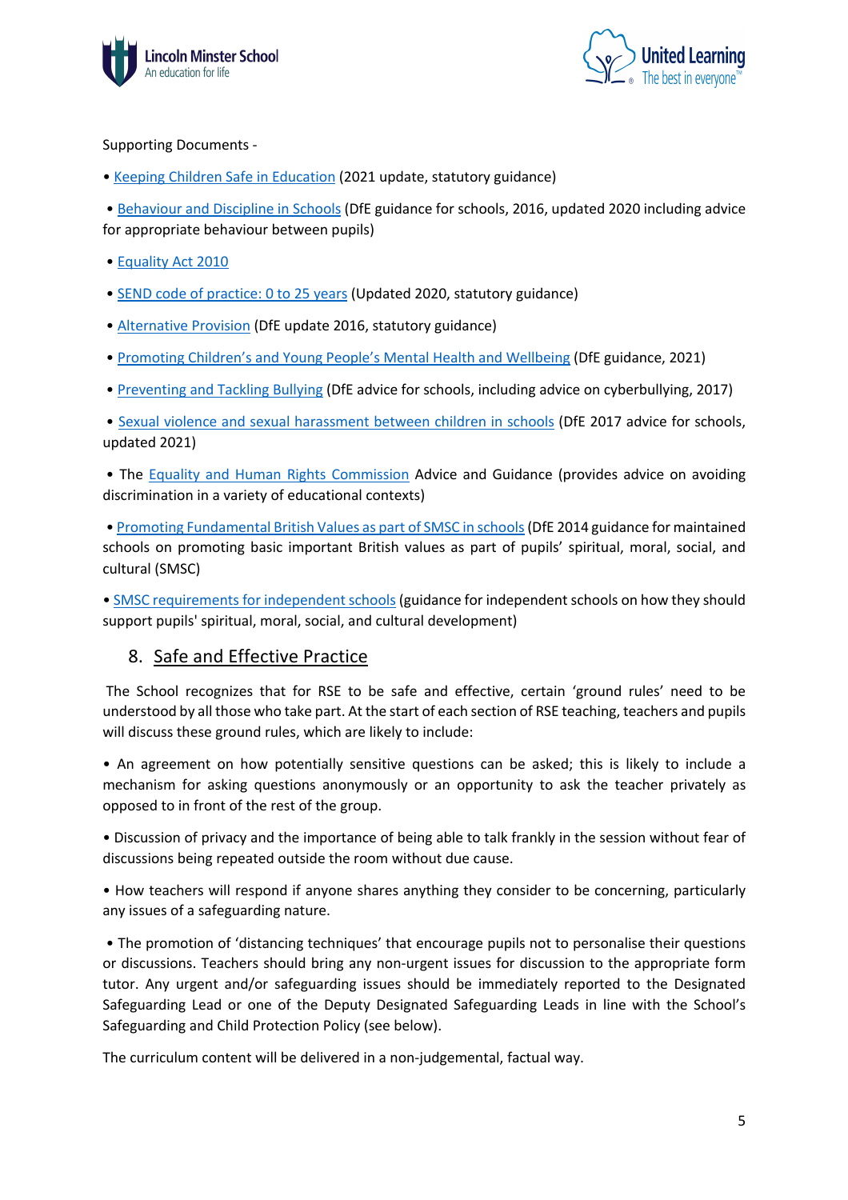Supporting Documents -

- Keeping Children Safe in Education (2021 update, statutory guidance)
- Behaviour and Discipline in Schools (DfE guidance for schools, 2016, updated 2020 including advice for appropriate behaviour between pupils)
- Equality Act 2010
- SEND code of practice: 0 to 25 years (Updated 2020, statutory guidance)
- Alternative Provision (DfE update 2016, statutory guidance)
- Promoting Children's and Young People's Mental Health and Wellbeing (DfE guidance, 2021)
- Preventing and Tackling Bullying (DfE advice for schools, including advice on cyberbullying, 2017)
- Sexual violence and sexual harassment between children in schools (DfE 2017 advice for schools, updated 2021)
- The Equality and Human Rights Commission Advice and Guidance (provides advice on avoiding discrimination in a variety of educational contexts)
- Promoting Fundamental British Values as part of SMSC in schools (DfE 2014 guidance for maintained schools on promoting basic important British values as part of pupils' spiritual, moral, social, and cultural (SMSC)
- SMSC requirements for independent schools (guidance for independent schools on how they should support pupils' spiritual, moral, social, and cultural development)

## 8. Safe and Effective Practice

The School recognizes that for RSE to be safe and effective, certain 'ground rules' need to be understood by all those who take part. At the start of each section of RSE teaching, teachers and pupils will discuss these ground rules, which are likely to include:

- An agreement on how potentially sensitive questions can be asked; this is likely to include a mechanism for asking questions anonymously or an opportunity to ask the teacher privately as opposed to in front of the rest of the group.
- Discussion of privacy and the importance of being able to talk frankly in the session without fear of discussions being repeated outside the room without due cause.
- How teachers will respond if anyone shares anything they consider to be concerning, particularly any issues of a safeguarding nature.
- The promotion of 'distancing techniques' that encourage pupils not to personalise their questions or discussions. Teachers should bring any non-urgent issues for discussion to the appropriate form tutor. Any urgent and/or safeguarding issues should be immediately reported to the Designated Safeguarding Lead or one of the Deputy Designated Safeguarding Leads in line with the School's Safeguarding and Child Protection Policy (see below).

The curriculum content will be delivered in a non-judgemental, factual way.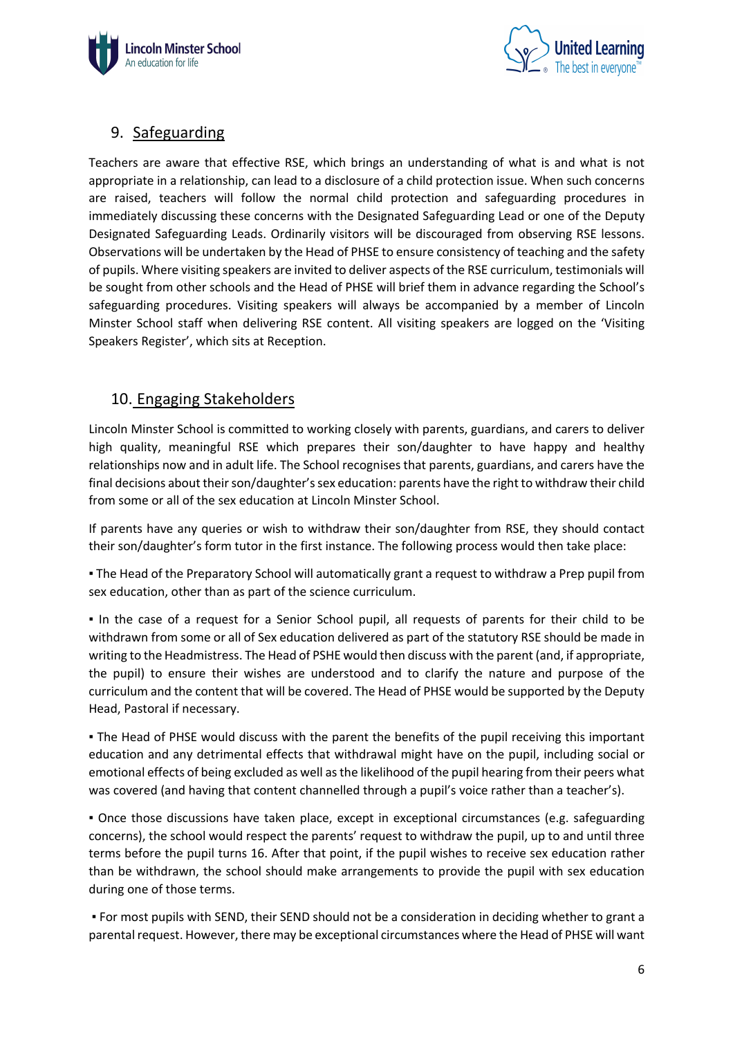## 9. Safeguarding

Teachers are aware that effective RSE, which brings an understanding of what is and what is not appropriate in a relationship, can lead to a disclosure of a child protection issue. When such concerns are raised, teachers will follow the normal child protection and safeguarding procedures in immediately discussing these concerns with the Designated Safeguarding Lead or one of the Deputy Designated Safeguarding Leads. Ordinarily visitors will be discouraged from observing RSE lessons. Observations will be undertaken by the Head of PHSE to ensure consistency of teaching and the safety of pupils. Where visiting speakers are invited to deliver aspects of the RSE curriculum, testimonials will be sought from other schools and the Head of PHSE will brief them in advance regarding the School's safeguarding procedures. Visiting speakers will always be accompanied by a member of Lincoln Minster School staff when delivering RSE content. All visiting speakers are logged on the 'Visiting Speakers Register', which sits at Reception.

## 10. Engaging Stakeholders

Lincoln Minster School is committed to working closely with parents, guardians, and carers to deliver high quality, meaningful RSE which prepares their son/daughter to have happy and healthy relationships now and in adult life. The School recognises that parents, guardians, and carers have the final decisions about their son/daughter's sex education: parents have the right to withdraw their child from some or all of the sex education at Lincoln Minster School.

If parents have any queries or wish to withdraw their son/daughter from RSE, they should contact their son/daughter's form tutor in the first instance. The following process would then take place:

▪ The Head of the Preparatory School will automatically grant a request to withdraw a Prep pupil from sex education, other than as part of the science curriculum.

▪ In the case of a request for a Senior School pupil, all requests of parents for their child to be withdrawn from some or all of Sex education delivered as part of the statutory RSE should be made in writing to the Headmistress. The Head of PSHE would then discuss with the parent (and, if appropriate, the pupil) to ensure their wishes are understood and to clarify the nature and purpose of the curriculum and the content that will be covered. The Head of PHSE would be supported by the Deputy Head, Pastoral if necessary.

▪ The Head of PHSE would discuss with the parent the benefits of the pupil receiving this important education and any detrimental effects that withdrawal might have on the pupil, including social or emotional effects of being excluded as well as the likelihood of the pupil hearing from their peers what was covered (and having that content channelled through a pupil's voice rather than a teacher's).

▪ Once those discussions have taken place, except in exceptional circumstances (e.g. safeguarding concerns), the school would respect the parents' request to withdraw the pupil, up to and until three terms before the pupil turns 16. After that point, if the pupil wishes to receive sex education rather than be withdrawn, the school should make arrangements to provide the pupil with sex education during one of those terms.

▪ For most pupils with SEND, their SEND should not be a consideration in deciding whether to grant a parental request. However, there may be exceptional circumstances where the Head of PHSE will want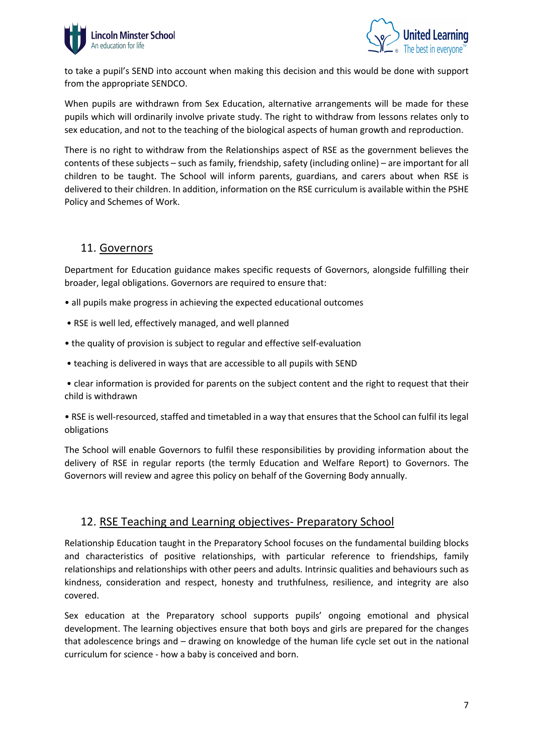to take a pupil's SEND into account when making this decision and this would be done with support from the appropriate SENDCO.

When pupils are withdrawn from Sex Education, alternative arrangements will be made for these pupils which will ordinarily involve private study. The right to withdraw from lessons relates only to sex education, and not to the teaching of the biological aspects of human growth and reproduction.

There is no right to withdraw from the Relationships aspect of RSE as the government believes the contents of these subjects – such as family, friendship, safety (including online) – are important for all children to be taught. The School will inform parents, guardians, and carers about when RSE is delivered to their children. In addition, information on the RSE curriculum is available within the PSHE Policy and Schemes of Work.

## 11. Governors

Department for Education guidance makes specific requests of Governors, alongside fulfilling their broader, legal obligations. Governors are required to ensure that:

- all pupils make progress in achieving the expected educational outcomes
- RSE is well led, effectively managed, and well planned
- the quality of provision is subject to regular and effective self-evaluation
- teaching is delivered in ways that are accessible to all pupils with SEND
- clear information is provided for parents on the subject content and the right to request that their child is withdrawn
- RSE is well-resourced, staffed and timetabled in a way that ensures that the School can fulfil its legal obligations

The School will enable Governors to fulfil these responsibilities by providing information about the delivery of RSE in regular reports (the termly Education and Welfare Report) to Governors. The Governors will review and agree this policy on behalf of the Governing Body annually.

## 12. RSE Teaching and Learning objectives- Preparatory School

Relationship Education taught in the Preparatory School focuses on the fundamental building blocks and characteristics of positive relationships, with particular reference to friendships, family relationships and relationships with other peers and adults. Intrinsic qualities and behaviours such as kindness, consideration and respect, honesty and truthfulness, resilience, and integrity are also covered.

Sex education at the Preparatory school supports pupils' ongoing emotional and physical development. The learning objectives ensure that both boys and girls are prepared for the changes that adolescence brings and – drawing on knowledge of the human life cycle set out in the national curriculum for science - how a baby is conceived and born.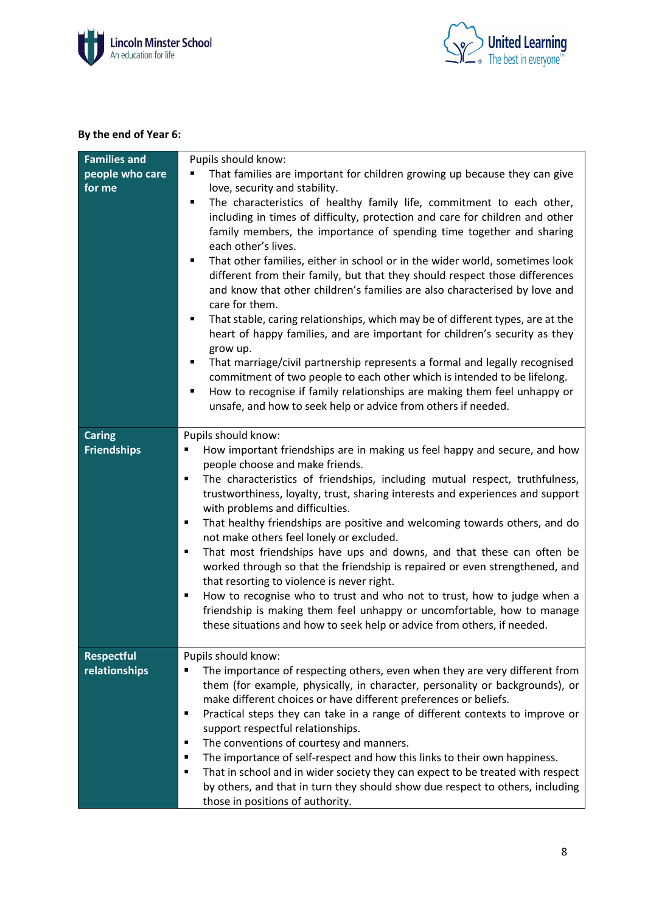**By the end of Year 6:**

| | |
|---|---|
| **Families and people who care for me** | Pupils should know:<br>▪ That families are important for children growing up because they can give love, security and stability.<br>▪ The characteristics of healthy family life, commitment to each other, including in times of difficulty, protection and care for children and other family members, the importance of spending time together and sharing each other's lives.<br>▪ That other families, either in school or in the wider world, sometimes look different from their family, but that they should respect those differences and know that other children's families are also characterised by love and care for them.<br>▪ That stable, caring relationships, which may be of different types, are at the heart of happy families, and are important for children's security as they grow up.<br>▪ That marriage/civil partnership represents a formal and legally recognised commitment of two people to each other which is intended to be lifelong.<br>▪ How to recognise if family relationships are making them feel unhappy or unsafe, and how to seek help or advice from others if needed. |
| **Caring Friendships** | Pupils should know:<br>▪ How important friendships are in making us feel happy and secure, and how people choose and make friends.<br>▪ The characteristics of friendships, including mutual respect, truthfulness, trustworthiness, loyalty, trust, sharing interests and experiences and support with problems and difficulties.<br>▪ That healthy friendships are positive and welcoming towards others, and do not make others feel lonely or excluded.<br>▪ That most friendships have ups and downs, and that these can often be worked through so that the friendship is repaired or even strengthened, and that resorting to violence is never right.<br>▪ How to recognise who to trust and who not to trust, how to judge when a friendship is making them feel unhappy or uncomfortable, how to manage these situations and how to seek help or advice from others, if needed. |
| **Respectful relationships** | Pupils should know:<br>▪ The importance of respecting others, even when they are very different from them (for example, physically, in character, personality or backgrounds), or make different choices or have different preferences or beliefs.<br>▪ Practical steps they can take in a range of different contexts to improve or support respectful relationships.<br>▪ The conventions of courtesy and manners.<br>▪ The importance of self-respect and how this links to their own happiness.<br>▪ That in school and in wider society they can expect to be treated with respect by others, and that in turn they should show due respect to others, including those in positions of authority. |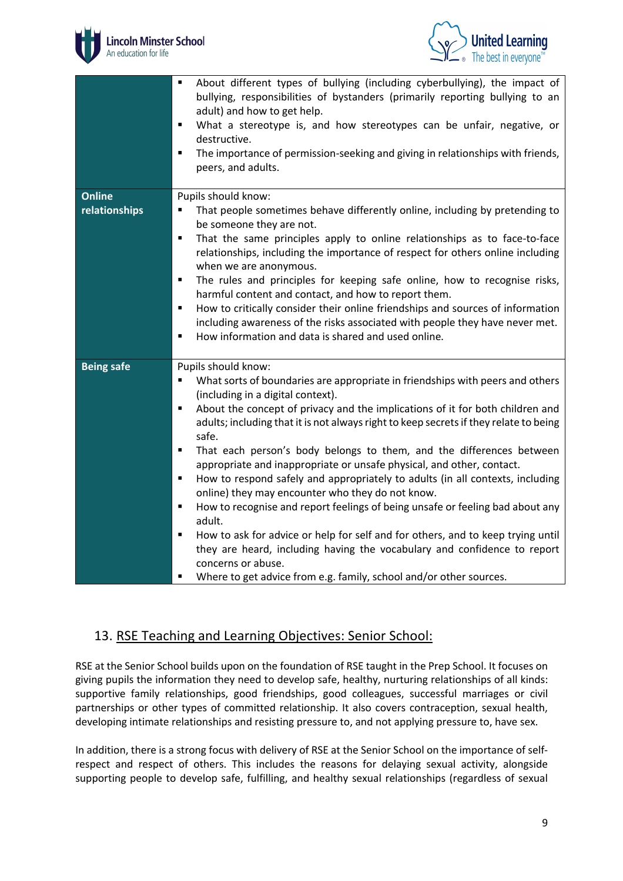| | |
|---|---|
| | ▪ About different types of bullying (including cyberbullying), the impact of bullying, responsibilities of bystanders (primarily reporting bullying to an adult) and how to get help.<br>▪ What a stereotype is, and how stereotypes can be unfair, negative, or destructive.<br>▪ The importance of permission-seeking and giving in relationships with friends, peers, and adults. |
| **Online relationships** | Pupils should know:<br>▪ That people sometimes behave differently online, including by pretending to be someone they are not.<br>▪ That the same principles apply to online relationships as to face-to-face relationships, including the importance of respect for others online including when we are anonymous.<br>▪ The rules and principles for keeping safe online, how to recognise risks, harmful content and contact, and how to report them.<br>▪ How to critically consider their online friendships and sources of information including awareness of the risks associated with people they have never met.<br>▪ How information and data is shared and used online. |
| **Being safe** | Pupils should know:<br>▪ What sorts of boundaries are appropriate in friendships with peers and others (including in a digital context).<br>▪ About the concept of privacy and the implications of it for both children and adults; including that it is not always right to keep secrets if they relate to being safe.<br>▪ That each person's body belongs to them, and the differences between appropriate and inappropriate or unsafe physical, and other, contact.<br>▪ How to respond safely and appropriately to adults (in all contexts, including online) they may encounter who they do not know.<br>▪ How to recognise and report feelings of being unsafe or feeling bad about any adult.<br>▪ How to ask for advice or help for self and for others, and to keep trying until they are heard, including having the vocabulary and confidence to report concerns or abuse.<br>▪ Where to get advice from e.g. family, school and/or other sources. |

## 13. RSE Teaching and Learning Objectives: Senior School:

RSE at the Senior School builds upon on the foundation of RSE taught in the Prep School. It focuses on giving pupils the information they need to develop safe, healthy, nurturing relationships of all kinds: supportive family relationships, good friendships, good colleagues, successful marriages or civil partnerships or other types of committed relationship. It also covers contraception, sexual health, developing intimate relationships and resisting pressure to, and not applying pressure to, have sex.

In addition, there is a strong focus with delivery of RSE at the Senior School on the importance of self-respect and respect of others. This includes the reasons for delaying sexual activity, alongside supporting people to develop safe, fulfilling, and healthy sexual relationships (regardless of sexual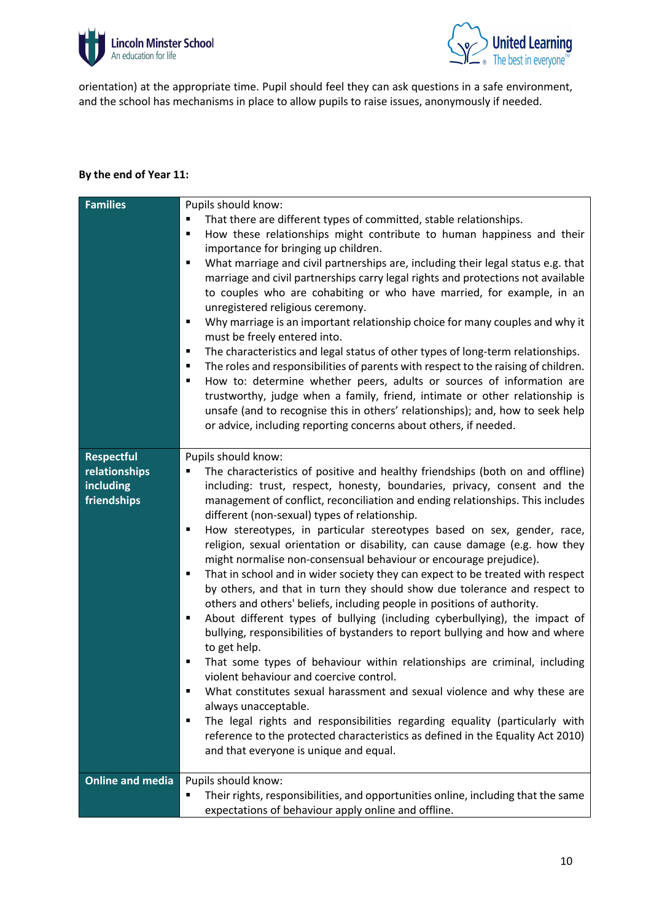orientation) at the appropriate time. Pupil should feel they can ask questions in a safe environment, and the school has mechanisms in place to allow pupils to raise issues, anonymously if needed.

**By the end of Year 11:**

| | |
|---|---|
| **Families** | Pupils should know:<br>▪ That there are different types of committed, stable relationships.<br>▪ How these relationships might contribute to human happiness and their importance for bringing up children.<br>▪ What marriage and civil partnerships are, including their legal status e.g. that marriage and civil partnerships carry legal rights and protections not available to couples who are cohabiting or who have married, for example, in an unregistered religious ceremony.<br>▪ Why marriage is an important relationship choice for many couples and why it must be freely entered into.<br>▪ The characteristics and legal status of other types of long-term relationships.<br>▪ The roles and responsibilities of parents with respect to the raising of children.<br>▪ How to: determine whether peers, adults or sources of information are trustworthy, judge when a family, friend, intimate or other relationship is unsafe (and to recognise this in others' relationships); and, how to seek help or advice, including reporting concerns about others, if needed. |
| **Respectful relationships including friendships** | Pupils should know:<br>▪ The characteristics of positive and healthy friendships (both on and offline) including: trust, respect, honesty, boundaries, privacy, consent and the management of conflict, reconciliation and ending relationships. This includes different (non-sexual) types of relationship.<br>▪ How stereotypes, in particular stereotypes based on sex, gender, race, religion, sexual orientation or disability, can cause damage (e.g. how they might normalise non-consensual behaviour or encourage prejudice).<br>▪ That in school and in wider society they can expect to be treated with respect by others, and that in turn they should show due tolerance and respect to others and others' beliefs, including people in positions of authority.<br>▪ About different types of bullying (including cyberbullying), the impact of bullying, responsibilities of bystanders to report bullying and how and where to get help.<br>▪ That some types of behaviour within relationships are criminal, including violent behaviour and coercive control.<br>▪ What constitutes sexual harassment and sexual violence and why these are always unacceptable.<br>▪ The legal rights and responsibilities regarding equality (particularly with reference to the protected characteristics as defined in the Equality Act 2010) and that everyone is unique and equal. |
| **Online and media** | Pupils should know:<br>▪ Their rights, responsibilities, and opportunities online, including that the same expectations of behaviour apply online and offline. |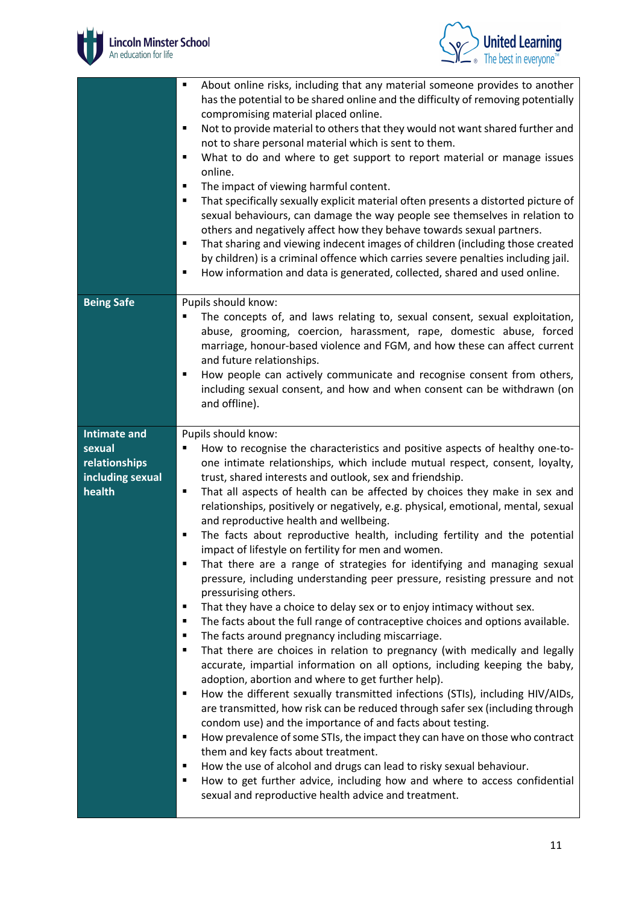| | |
|---|---|
| | ▪ About online risks, including that any material someone provides to another has the potential to be shared online and the difficulty of removing potentially compromising material placed online.<br>▪ Not to provide material to others that they would not want shared further and not to share personal material which is sent to them.<br>▪ What to do and where to get support to report material or manage issues online.<br>▪ The impact of viewing harmful content.<br>▪ That specifically sexually explicit material often presents a distorted picture of sexual behaviours, can damage the way people see themselves in relation to others and negatively affect how they behave towards sexual partners.<br>▪ That sharing and viewing indecent images of children (including those created by children) is a criminal offence which carries severe penalties including jail.<br>▪ How information and data is generated, collected, shared and used online. |
| **Being Safe** | Pupils should know:<br>▪ The concepts of, and laws relating to, sexual consent, sexual exploitation, abuse, grooming, coercion, harassment, rape, domestic abuse, forced marriage, honour-based violence and FGM, and how these can affect current and future relationships.<br>▪ How people can actively communicate and recognise consent from others, including sexual consent, and how and when consent can be withdrawn (on and offline). |
| **Intimate and sexual relationships including sexual health** | Pupils should know:<br>▪ How to recognise the characteristics and positive aspects of healthy one-to-one intimate relationships, which include mutual respect, consent, loyalty, trust, shared interests and outlook, sex and friendship.<br>▪ That all aspects of health can be affected by choices they make in sex and relationships, positively or negatively, e.g. physical, emotional, mental, sexual and reproductive health and wellbeing.<br>▪ The facts about reproductive health, including fertility and the potential impact of lifestyle on fertility for men and women.<br>▪ That there are a range of strategies for identifying and managing sexual pressure, including understanding peer pressure, resisting pressure and not pressurising others.<br>▪ That they have a choice to delay sex or to enjoy intimacy without sex.<br>▪ The facts about the full range of contraceptive choices and options available.<br>▪ The facts around pregnancy including miscarriage.<br>▪ That there are choices in relation to pregnancy (with medically and legally accurate, impartial information on all options, including keeping the baby, adoption, abortion and where to get further help).<br>▪ How the different sexually transmitted infections (STIs), including HIV/AIDs, are transmitted, how risk can be reduced through safer sex (including through condom use) and the importance of and facts about testing.<br>▪ How prevalence of some STIs, the impact they can have on those who contract them and key facts about treatment.<br>▪ How the use of alcohol and drugs can lead to risky sexual behaviour.<br>▪ How to get further advice, including how and where to access confidential sexual and reproductive health advice and treatment. |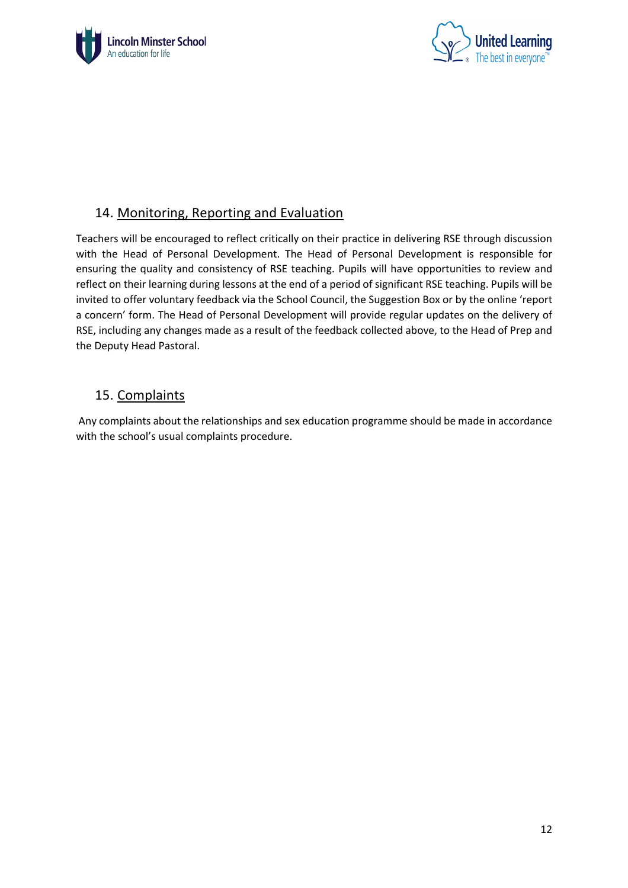## 14. Monitoring, Reporting and Evaluation

Teachers will be encouraged to reflect critically on their practice in delivering RSE through discussion with the Head of Personal Development. The Head of Personal Development is responsible for ensuring the quality and consistency of RSE teaching. Pupils will have opportunities to review and reflect on their learning during lessons at the end of a period of significant RSE teaching. Pupils will be invited to offer voluntary feedback via the School Council, the Suggestion Box or by the online 'report a concern' form. The Head of Personal Development will provide regular updates on the delivery of RSE, including any changes made as a result of the feedback collected above, to the Head of Prep and the Deputy Head Pastoral.

## 15. Complaints

Any complaints about the relationships and sex education programme should be made in accordance with the school's usual complaints procedure.